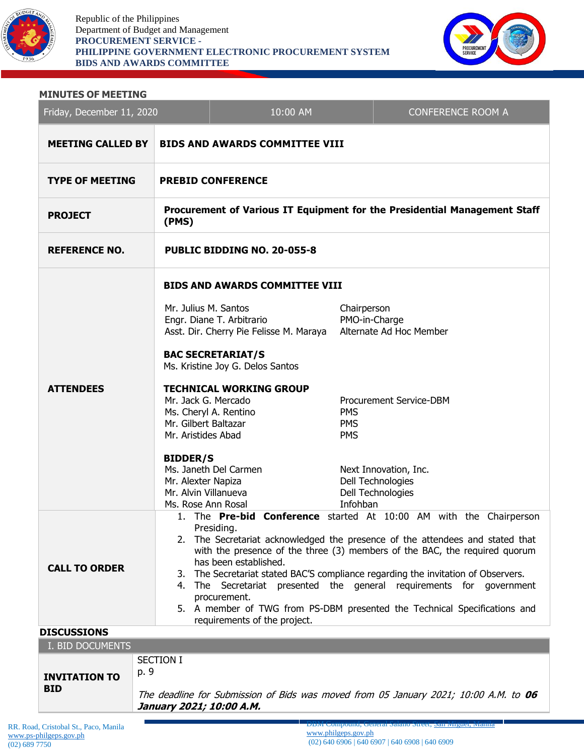Republic of the Philippines
Department of Budget and Management
**PROCUREMENT SERVICE -**
**PHILIPPINE GOVERNMENT ELECTRONIC PROCUREMENT SYSTEM**
**BIDS AND AWARDS COMMITTEE**

## MINUTES OF MEETING

| Friday, December 11, 2020 | 10:00 AM | CONFERENCE ROOM A |
|---|---|---|

| | |
|---|---|
| **MEETING CALLED BY** | **BIDS AND AWARDS COMMITTEE VIII** |
| **TYPE OF MEETING** | **PREBID CONFERENCE** |
| **PROJECT** | **Procurement of Various IT Equipment for the Presidential Management Staff (PMS)** |
| **REFERENCE NO.** | **PUBLIC BIDDING NO. 20-055-8** |
| **ATTENDEES** | **BIDS AND AWARDS COMMITTEE VIII**<br>Mr. Julius M. Santos — Chairperson<br>Engr. Diane T. Arbitrario — PMO-in-Charge<br>Asst. Dir. Cherry Pie Felisse M. Maraya — Alternate Ad Hoc Member<br><br>**BAC SECRETARIAT/S**<br>Ms. Kristine Joy G. Delos Santos<br><br>**TECHNICAL WORKING GROUP**<br>Mr. Jack G. Mercado — Procurement Service-DBM<br>Ms. Cheryl A. Rentino — PMS<br>Mr. Gilbert Baltazar — PMS<br>Mr. Aristides Abad — PMS<br><br>**BIDDER/S**<br>Ms. Janeth Del Carmen — Next Innovation, Inc.<br>Mr. Alexter Napiza — Dell Technologies<br>Mr. Alvin Villanueva — Dell Technologies<br>Ms. Rose Ann Rosal — Infohban |
| **CALL TO ORDER** | 1. The **Pre-bid Conference** started At 10:00 AM with the Chairperson Presiding.<br>2. The Secretariat acknowledged the presence of the attendees and stated that with the presence of the three (3) members of the BAC, the required quorum has been established.<br>3. The Secretariat stated BAC'S compliance regarding the invitation of Observers.<br>4. The Secretariat presented the general requirements for government procurement.<br>5. A member of TWG from PS-DBM presented the Technical Specifications and requirements of the project. |

## DISCUSSIONS

| I. BID DOCUMENTS | |
|---|---|
| **INVITATION TO BID** | SECTION I<br>p. 9<br><br>*The deadline for Submission of Bids was moved from 05 January 2021; 10:00 A.M. to **06 January 2021; 10:00 A.M.*** |

RR. Road, Cristobal St., Paco, Manila
www.ps-philgeps.gov.ph
(02) 689 7750

DBM Compound, General Solano Street, San Miguel, Manila
www.philgeps.gov.ph
(02) 640 6906 | 640 6907 | 640 6908 | 640 6909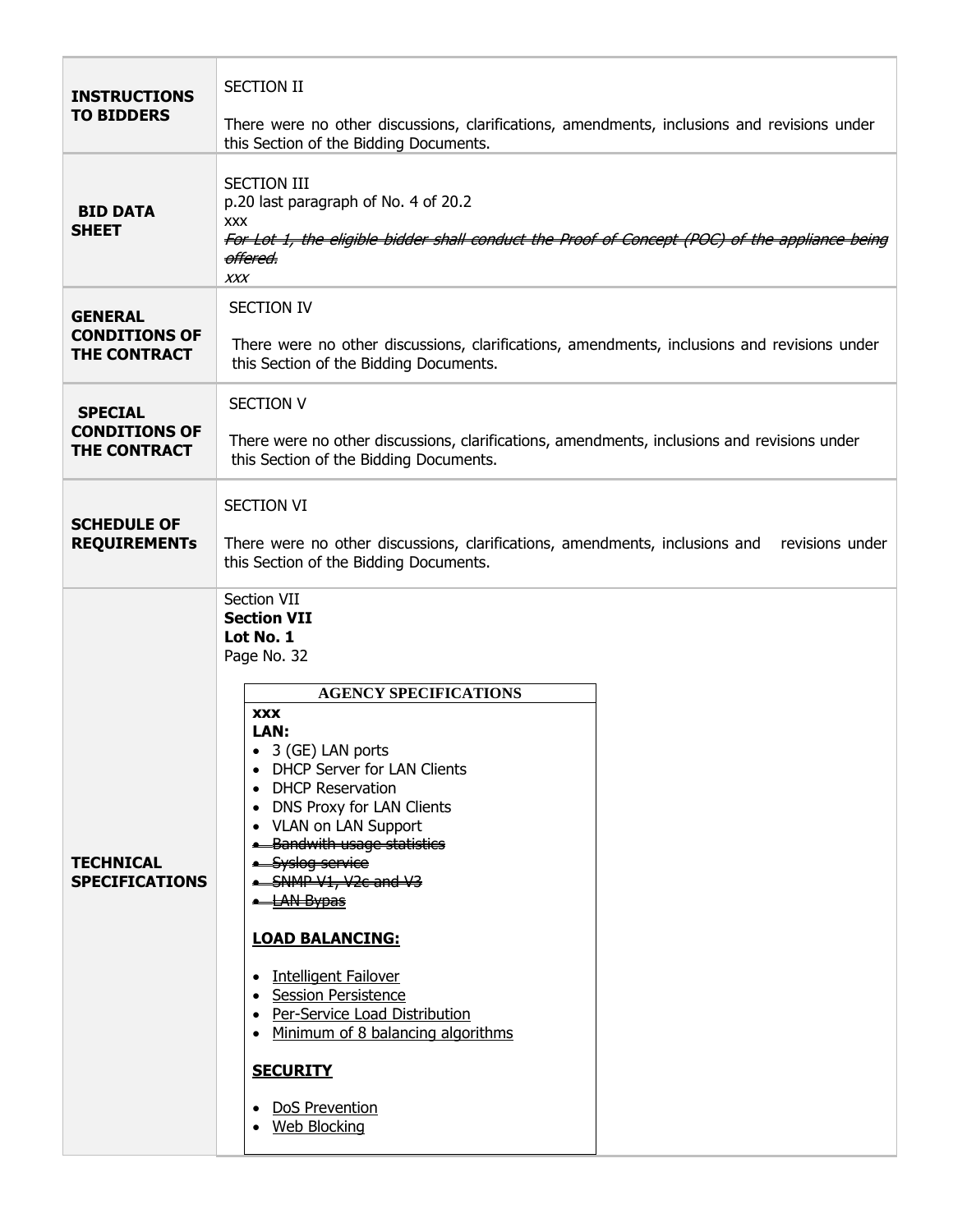| | |
|---|---|
| **INSTRUCTIONS TO BIDDERS** | SECTION II<br><br>There were no other discussions, clarifications, amendments, inclusions and revisions under this Section of the Bidding Documents. |
| **BID DATA SHEET** | SECTION III<br>p.20 last paragraph of No. 4 of 20.2<br>xxx<br>~~For Lot 1, the eligible bidder shall conduct the Proof of Concept (POC) of the appliance being offered.~~<br>*xxx* |
| **GENERAL CONDITIONS OF THE CONTRACT** | SECTION IV<br><br>There were no other discussions, clarifications, amendments, inclusions and revisions under this Section of the Bidding Documents. |
| **SPECIAL CONDITIONS OF THE CONTRACT** | SECTION V<br><br>There were no other discussions, clarifications, amendments, inclusions and revisions under this Section of the Bidding Documents. |
| **SCHEDULE OF REQUIREMENTs** | SECTION VI<br><br>There were no other discussions, clarifications, amendments, inclusions and revisions under this Section of the Bidding Documents. |
| **TECHNICAL SPECIFICATIONS** | Section VII<br>**Section VII**<br>**Lot No. 1**<br>Page No. 32<br><br>**AGENCY SPECIFICATIONS**<br>**xxx**<br>**LAN:**<br>• 3 (GE) LAN ports<br>• DHCP Server for LAN Clients<br>• DHCP Reservation<br>• DNS Proxy for LAN Clients<br>• VLAN on LAN Support<br>• ~~Bandwith usage statistics~~<br>• ~~Syslog service~~<br>• ~~SNMP V1, V2c and V3~~<br>• ~~LAN Bypas~~<br><br>**<u>LOAD BALANCING:</u>**<br><br>• <u>Intelligent Failover</u><br>• <u>Session Persistence</u><br>• <u>Per-Service Load Distribution</u><br>• <u>Minimum of 8 balancing algorithms</u><br><br>**<u>SECURITY</u>**<br><br>• <u>DoS Prevention</u><br>• <u>Web Blocking</u> |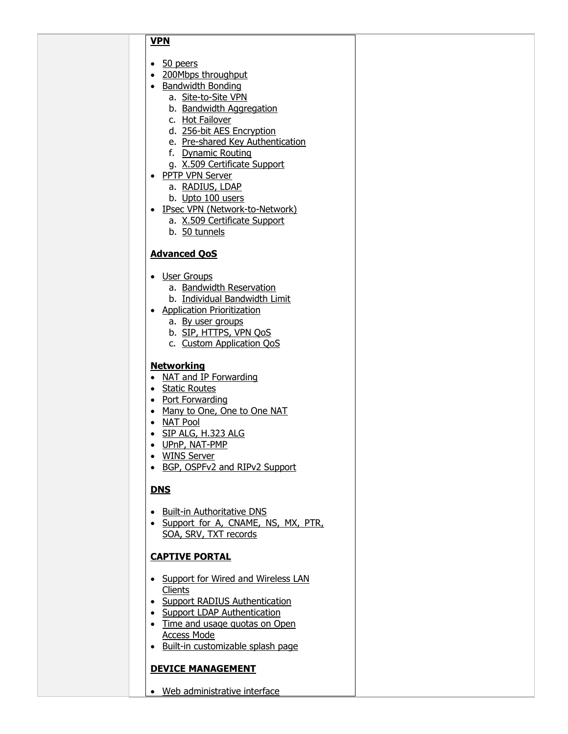| | | |
|---|---|---|
| | **VPN**<br><br>• 50 peers<br>• 200Mbps throughput<br>• Bandwidth Bonding<br>  a. Site-to-Site VPN<br>  b. Bandwidth Aggregation<br>  c. Hot Failover<br>  d. 256-bit AES Encryption<br>  e. Pre-shared Key Authentication<br>  f. Dynamic Routing<br>  g. X.509 Certificate Support<br>• PPTP VPN Server<br>  a. RADIUS, LDAP<br>  b. Upto 100 users<br>• IPsec VPN (Network-to-Network)<br>  a. X.509 Certificate Support<br>  b. 50 tunnels<br><br>**Advanced QoS**<br><br>• User Groups<br>  a. Bandwidth Reservation<br>  b. Individual Bandwidth Limit<br>• Application Prioritization<br>  a. By user groups<br>  b. SIP, HTTPS, VPN QoS<br>  c. Custom Application QoS<br><br>**Networking**<br>• NAT and IP Forwarding<br>• Static Routes<br>• Port Forwarding<br>• Many to One, One to One NAT<br>• NAT Pool<br>• SIP ALG, H.323 ALG<br>• UPnP, NAT-PMP<br>• WINS Server<br>• BGP, OSPFv2 and RIPv2 Support<br><br>**DNS**<br><br>• Built-in Authoritative DNS<br>• Support for A, CNAME, NS, MX, PTR, SOA, SRV, TXT records<br><br>**CAPTIVE PORTAL**<br><br>• Support for Wired and Wireless LAN Clients<br>• Support RADIUS Authentication<br>• Support LDAP Authentication<br>• Time and usage quotas on Open Access Mode<br>• Built-in customizable splash page<br><br>**DEVICE MANAGEMENT**<br><br>• Web administrative interface | |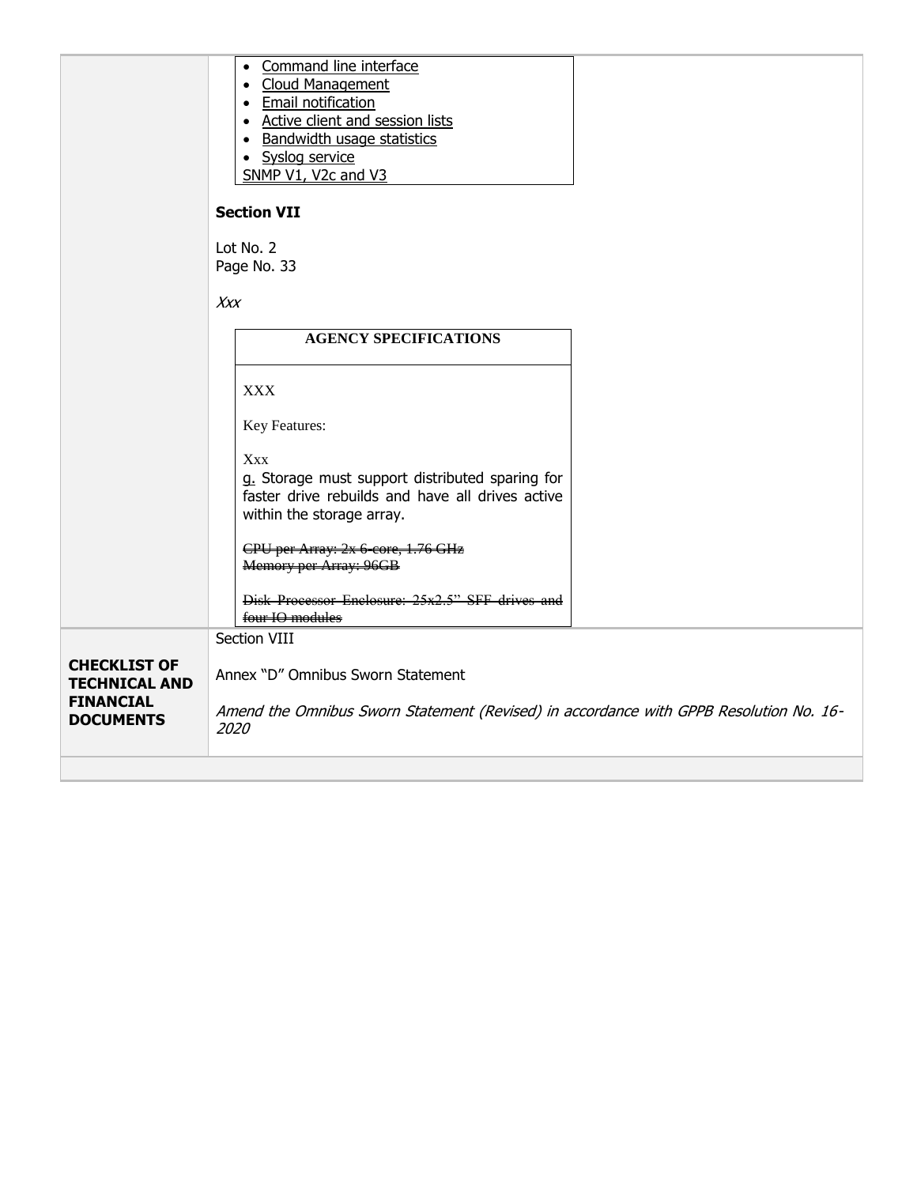| | |
|---|---|
| | <ul><li><u>Command line interface</u></li><li><u>Cloud Management</u></li><li><u>Email notification</u></li><li><u>Active client and session lists</u></li><li><u>Bandwidth usage statistics</u></li><li><u>Syslog service</u></li></ul><u>SNMP V1, V2c and V3</u><br><br>**Section VII**<br><br>Lot No. 2<br>Page No. 33<br><br>*Xxx*<br><br>**AGENCY SPECIFICATIONS**<br><br>XXX<br><br>Key Features:<br><br>Xxx<br><u>g.</u> Storage must support distributed sparing for faster drive rebuilds and have all drives active within the storage array.<br><br>~~CPU per Array: 2x 6-core, 1.76 GHz~~<br>~~Memory per Array: 96GB~~<br><br>~~Disk Processor Enclosure: 25x2.5" SFF drives and four IO modules~~ |
| **CHECKLIST OF TECHNICAL AND FINANCIAL DOCUMENTS** | Section VIII<br><br>Annex "D" Omnibus Sworn Statement<br><br>*Amend the Omnibus Sworn Statement (Revised) in accordance with GPPB Resolution No. 16-2020* |
| | |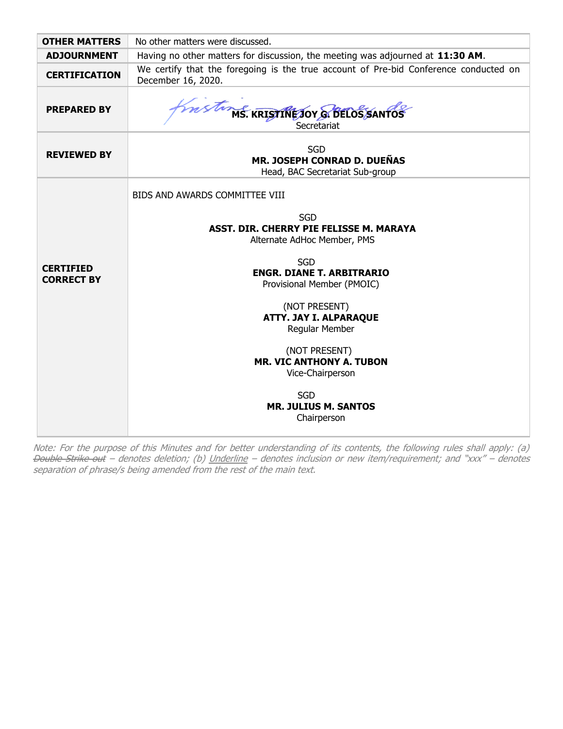| | |
|---|---|
| **OTHER MATTERS** | No other matters were discussed. |
| **ADJOURNMENT** | Having no other matters for discussion, the meeting was adjourned at **11:30 AM**. |
| **CERTIFICATION** | We certify that the foregoing is the true account of Pre-bid Conference conducted on December 16, 2020. |
| **PREPARED BY** | **MS. KRISTINE JOY G. DELOS SANTOS**<br>Secretariat |
| **REVIEWED BY** | SGD<br>**MR. JOSEPH CONRAD D. DUEÑAS**<br>Head, BAC Secretariat Sub-group |
| **CERTIFIED CORRECT BY** | BIDS AND AWARDS COMMITTEE VIII<br><br>SGD<br>**ASST. DIR. CHERRY PIE FELISSE M. MARAYA**<br>Alternate AdHoc Member, PMS<br><br>SGD<br>**ENGR. DIANE T. ARBITRARIO**<br>Provisional Member (PMOIC)<br><br>(NOT PRESENT)<br>**ATTY. JAY I. ALPARAQUE**<br>Regular Member<br><br>(NOT PRESENT)<br>**MR. VIC ANTHONY A. TUBON**<br>Vice-Chairperson<br><br>SGD<br>**MR. JULIUS M. SANTOS**<br>Chairperson |

*Note: For the purpose of this Minutes and for better understanding of its contents, the following rules shall apply: (a) ~~Double Strike-out~~ – denotes deletion; (b) Underline – denotes inclusion or new item/requirement; and "xxx" – denotes separation of phrase/s being amended from the rest of the main text.*